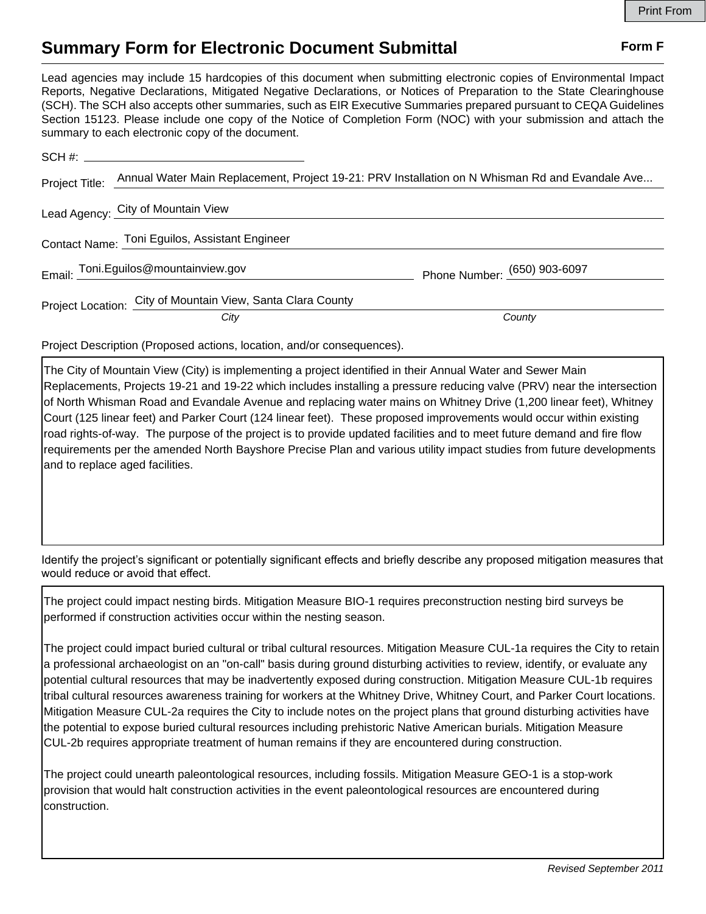# Summary Form for Electronic Document Submittal

**Form F**

Lead agencies may include 15 hardcopies of this document when submitting electronic copies of Environmental Impact Reports, Negative Declarations, Mitigated Negative Declarations, or Notices of Preparation to the State Clearinghouse (SCH). The SCH also accepts other summaries, such as EIR Executive Summaries prepared pursuant to CEQA Guidelines Section 15123. Please include one copy of the Notice of Completion Form (NOC) with your submission and attach the summary to each electronic copy of the document.

SCH #: 

Project Title: Annual Water Main Replacement, Project 19-21: PRV Installation on N Whisman Rd and Evandale Ave...

Lead Agency: City of Mountain View

Contact Name: Toni Eguilos, Assistant Engineer

Email: Toni.Eguilos@mountainview.gov Phone Number: (650) 903-6097

Project Location: City of Mountain View, Santa Clara County

*City* *County*

Project Description (Proposed actions, location, and/or consequences).

The City of Mountain View (City) is implementing a project identified in their Annual Water and Sewer Main Replacements, Projects 19-21 and 19-22 which includes installing a pressure reducing valve (PRV) near the intersection of North Whisman Road and Evandale Avenue and replacing water mains on Whitney Drive (1,200 linear feet), Whitney Court (125 linear feet) and Parker Court (124 linear feet). These proposed improvements would occur within existing road rights-of-way. The purpose of the project is to provide updated facilities and to meet future demand and fire flow requirements per the amended North Bayshore Precise Plan and various utility impact studies from future developments and to replace aged facilities.

Identify the project's significant or potentially significant effects and briefly describe any proposed mitigation measures that would reduce or avoid that effect.

The project could impact nesting birds. Mitigation Measure BIO-1 requires preconstruction nesting bird surveys be performed if construction activities occur within the nesting season.

The project could impact buried cultural or tribal cultural resources. Mitigation Measure CUL-1a requires the City to retain a professional archaeologist on an "on-call" basis during ground disturbing activities to review, identify, or evaluate any potential cultural resources that may be inadvertently exposed during construction. Mitigation Measure CUL-1b requires tribal cultural resources awareness training for workers at the Whitney Drive, Whitney Court, and Parker Court locations. Mitigation Measure CUL-2a requires the City to include notes on the project plans that ground disturbing activities have the potential to expose buried cultural resources including prehistoric Native American burials. Mitigation Measure CUL-2b requires appropriate treatment of human remains if they are encountered during construction.

The project could unearth paleontological resources, including fossils. Mitigation Measure GEO-1 is a stop-work provision that would halt construction activities in the event paleontological resources are encountered during construction.

*Revised September 2011*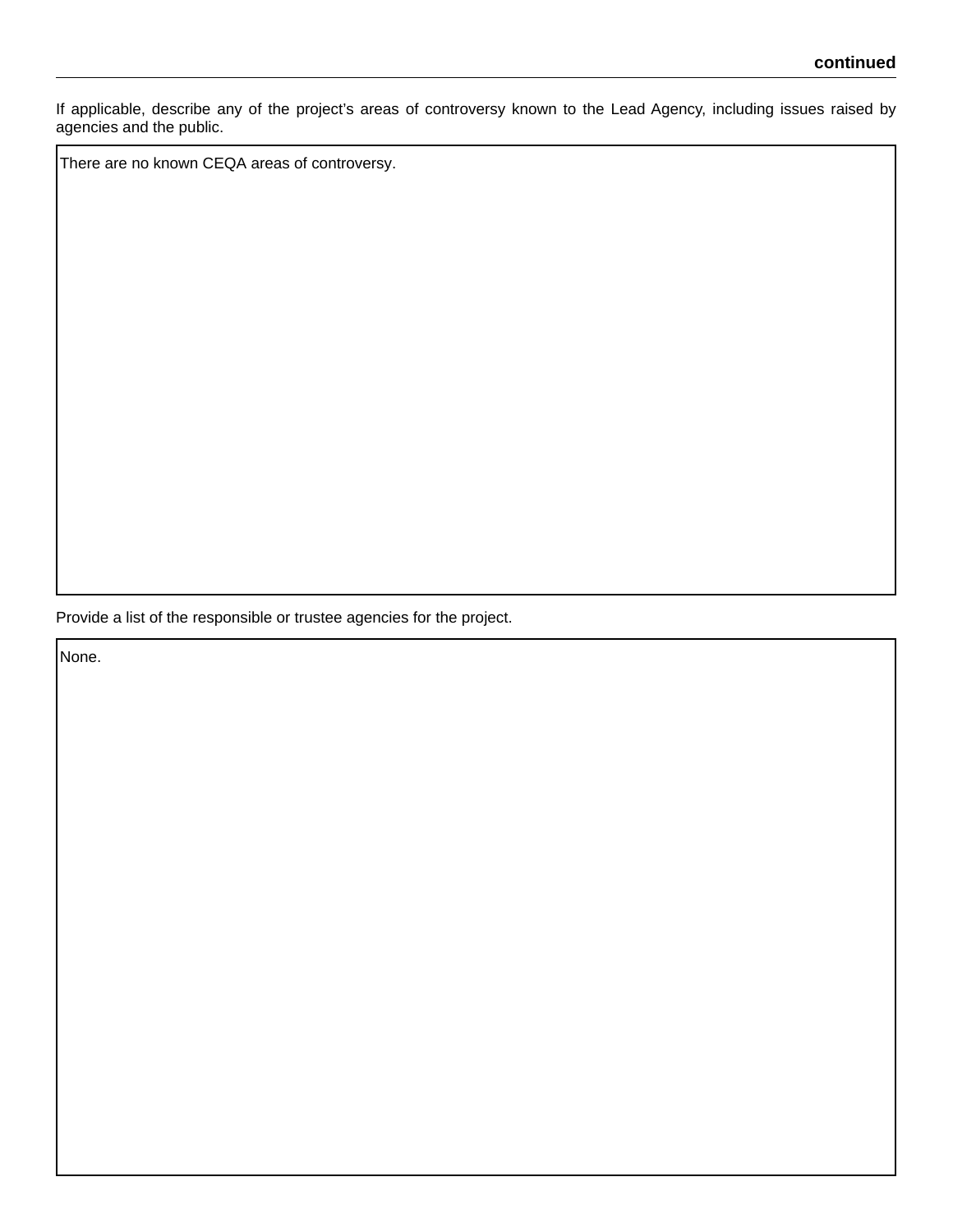**continued**

If applicable, describe any of the project's areas of controversy known to the Lead Agency, including issues raised by agencies and the public.

There are no known CEQA areas of controversy.

Provide a list of the responsible or trustee agencies for the project.

None.